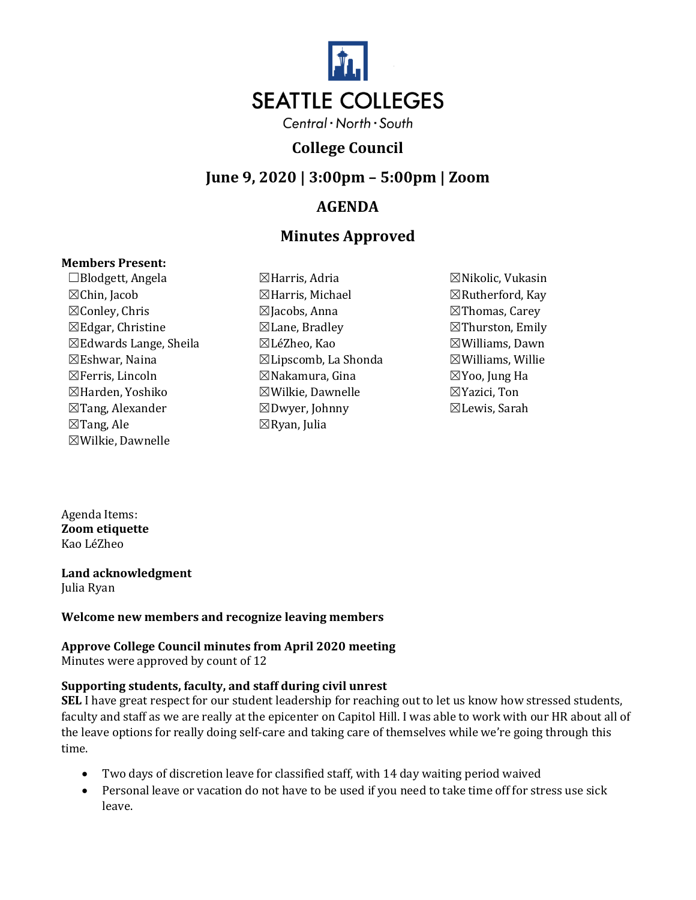SEATTLE COLLEGES

Central · North · South

# College Council

## June 9, 2020 | 3:00pm – 5:00pm | Zoom

## AGENDA

## Minutes Approved

**Members Present:**

- ☐Blodgett, Angela
- ☒Chin, Jacob
- ☒Conley, Chris
- ☒Edgar, Christine
- ☒Edwards Lange, Sheila
- ☒Eshwar, Naina
- ☒Ferris, Lincoln
- ☒Harden, Yoshiko
- ☒Tang, Alexander
- ☒Tang, Ale
- ☒Wilkie, Dawnelle
- ☒Harris, Adria
- ☒Harris, Michael
- ☒Jacobs, Anna
- ☒Lane, Bradley
- ☒LéZheo, Kao
- ☒Lipscomb, La Shonda
- ☒Nakamura, Gina
- ☒Wilkie, Dawnelle
- ☒Dwyer, Johnny
- ☒Ryan, Julia
- ☒Nikolic, Vukasin
- ☒Rutherford, Kay
- ☒Thomas, Carey
- ☒Thurston, Emily
- ☒Williams, Dawn
- ☒Williams, Willie
- ☒Yoo, Jung Ha
- ☒Yazici, Ton
- ☒Lewis, Sarah

Agenda Items:

**Zoom etiquette**
Kao LéZheo

**Land acknowledgment**
Julia Ryan

**Welcome new members and recognize leaving members**

**Approve College Council minutes from April 2020 meeting**
Minutes were approved by count of 12

**Supporting students, faculty, and staff during civil unrest**
**SEL** I have great respect for our student leadership for reaching out to let us know how stressed students, faculty and staff as we are really at the epicenter on Capitol Hill. I was able to work with our HR about all of the leave options for really doing self-care and taking care of themselves while we're going through this time.

- Two days of discretion leave for classified staff, with 14 day waiting period waived
- Personal leave or vacation do not have to be used if you need to take time off for stress use sick leave.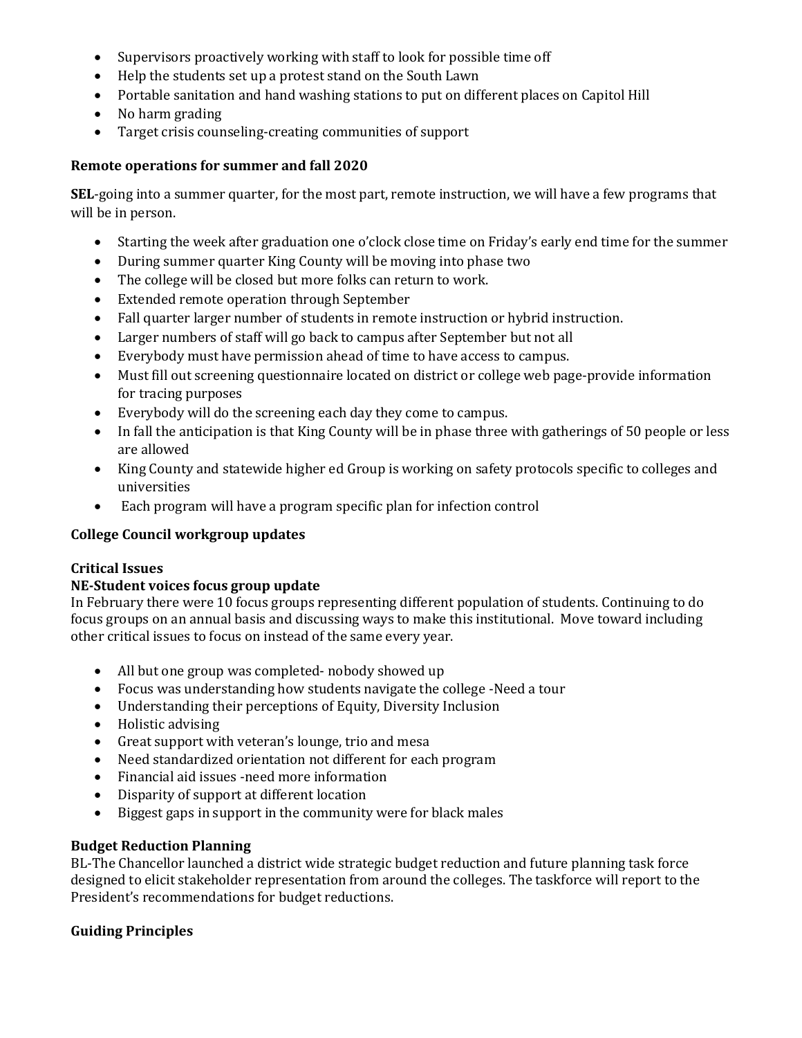- Supervisors proactively working with staff to look for possible time off
- Help the students set up a protest stand on the South Lawn
- Portable sanitation and hand washing stations to put on different places on Capitol Hill
- No harm grading
- Target crisis counseling-creating communities of support

**Remote operations for summer and fall 2020**

**SEL**-going into a summer quarter, for the most part, remote instruction, we will have a few programs that will be in person.

- Starting the week after graduation one o'clock close time on Friday's early end time for the summer
- During summer quarter King County will be moving into phase two
- The college will be closed but more folks can return to work.
- Extended remote operation through September
- Fall quarter larger number of students in remote instruction or hybrid instruction.
- Larger numbers of staff will go back to campus after September but not all
- Everybody must have permission ahead of time to have access to campus.
- Must fill out screening questionnaire located on district or college web page-provide information for tracing purposes
- Everybody will do the screening each day they come to campus.
- In fall the anticipation is that King County will be in phase three with gatherings of 50 people or less are allowed
- King County and statewide higher ed Group is working on safety protocols specific to colleges and universities
- Each program will have a program specific plan for infection control

**College Council workgroup updates**

**Critical Issues**

**NE-Student voices focus group update**

In February there were 10 focus groups representing different population of students. Continuing to do focus groups on an annual basis and discussing ways to make this institutional. Move toward including other critical issues to focus on instead of the same every year.

- All but one group was completed- nobody showed up
- Focus was understanding how students navigate the college -Need a tour
- Understanding their perceptions of Equity, Diversity Inclusion
- Holistic advising
- Great support with veteran's lounge, trio and mesa
- Need standardized orientation not different for each program
- Financial aid issues -need more information
- Disparity of support at different location
- Biggest gaps in support in the community were for black males

**Budget Reduction Planning**

BL-The Chancellor launched a district wide strategic budget reduction and future planning task force designed to elicit stakeholder representation from around the colleges. The taskforce will report to the President's recommendations for budget reductions.

**Guiding Principles**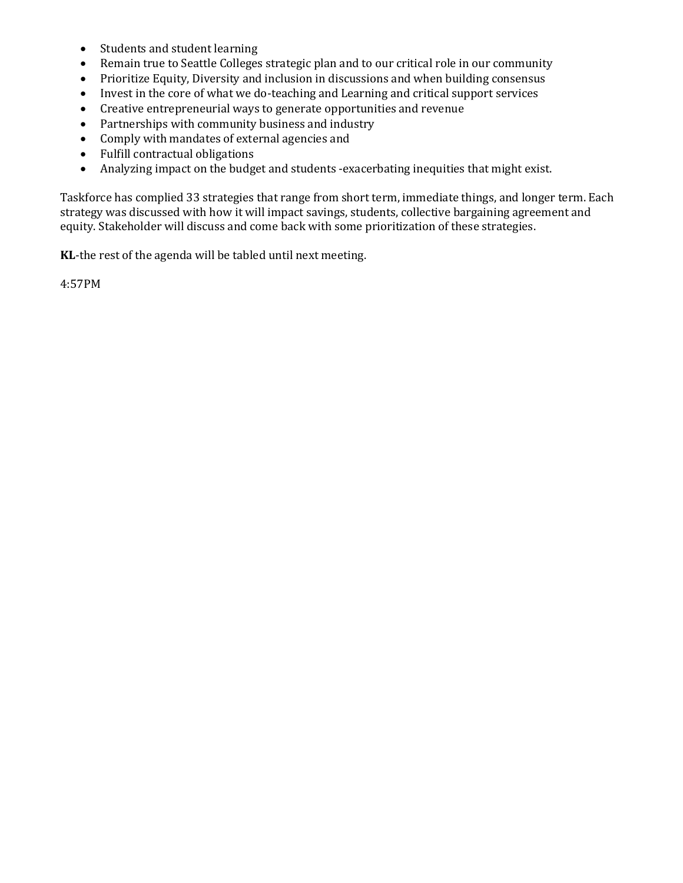- Students and student learning
- Remain true to Seattle Colleges strategic plan and to our critical role in our community
- Prioritize Equity, Diversity and inclusion in discussions and when building consensus
- Invest in the core of what we do-teaching and Learning and critical support services
- Creative entrepreneurial ways to generate opportunities and revenue
- Partnerships with community business and industry
- Comply with mandates of external agencies and
- Fulfill contractual obligations
- Analyzing impact on the budget and students -exacerbating inequities that might exist.

Taskforce has complied 33 strategies that range from short term, immediate things, and longer term. Each strategy was discussed with how it will impact savings, students, collective bargaining agreement and equity. Stakeholder will discuss and come back with some prioritization of these strategies.

**KL**-the rest of the agenda will be tabled until next meeting.

4:57PM